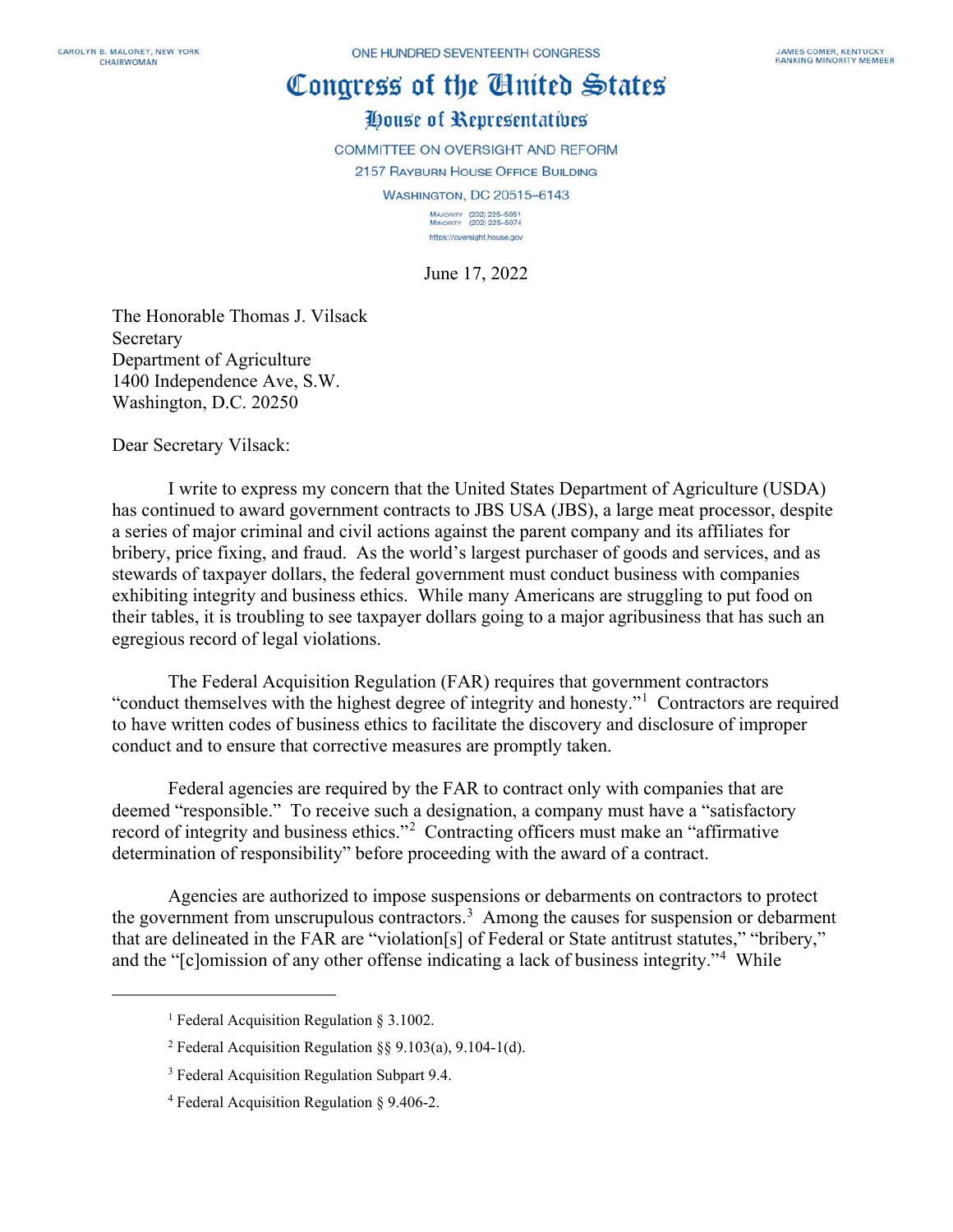CAROLYN B. MALONEY, NEW YORK
CHAIRWOMAN

ONE HUNDRED SEVENTEENTH CONGRESS

JAMES COMER, KENTUCKY
RANKING MINORITY MEMBER

# Congress of the United States

## House of Representatives

COMMITTEE ON OVERSIGHT AND REFORM
2157 RAYBURN HOUSE OFFICE BUILDING
WASHINGTON, DC 20515–6143

MAJORITY (202) 225-5051
MINORITY (202) 225-5074
https://oversight.house.gov

June 17, 2022

The Honorable Thomas J. Vilsack
Secretary
Department of Agriculture
1400 Independence Ave, S.W.
Washington, D.C. 20250

Dear Secretary Vilsack:

I write to express my concern that the United States Department of Agriculture (USDA) has continued to award government contracts to JBS USA (JBS), a large meat processor, despite a series of major criminal and civil actions against the parent company and its affiliates for bribery, price fixing, and fraud. As the world's largest purchaser of goods and services, and as stewards of taxpayer dollars, the federal government must conduct business with companies exhibiting integrity and business ethics. While many Americans are struggling to put food on their tables, it is troubling to see taxpayer dollars going to a major agribusiness that has such an egregious record of legal violations.

The Federal Acquisition Regulation (FAR) requires that government contractors "conduct themselves with the highest degree of integrity and honesty."[1] Contractors are required to have written codes of business ethics to facilitate the discovery and disclosure of improper conduct and to ensure that corrective measures are promptly taken.

Federal agencies are required by the FAR to contract only with companies that are deemed "responsible." To receive such a designation, a company must have a "satisfactory record of integrity and business ethics."[2] Contracting officers must make an "affirmative determination of responsibility" before proceeding with the award of a contract.

Agencies are authorized to impose suspensions or debarments on contractors to protect the government from unscrupulous contractors.[3] Among the causes for suspension or debarment that are delineated in the FAR are "violation[s] of Federal or State antitrust statutes," "bribery," and the "[c]omission of any other offense indicating a lack of business integrity."[4] While

---

[1] Federal Acquisition Regulation § 3.1002.

[2] Federal Acquisition Regulation §§ 9.103(a), 9.104-1(d).

[3] Federal Acquisition Regulation Subpart 9.4.

[4] Federal Acquisition Regulation § 9.406-2.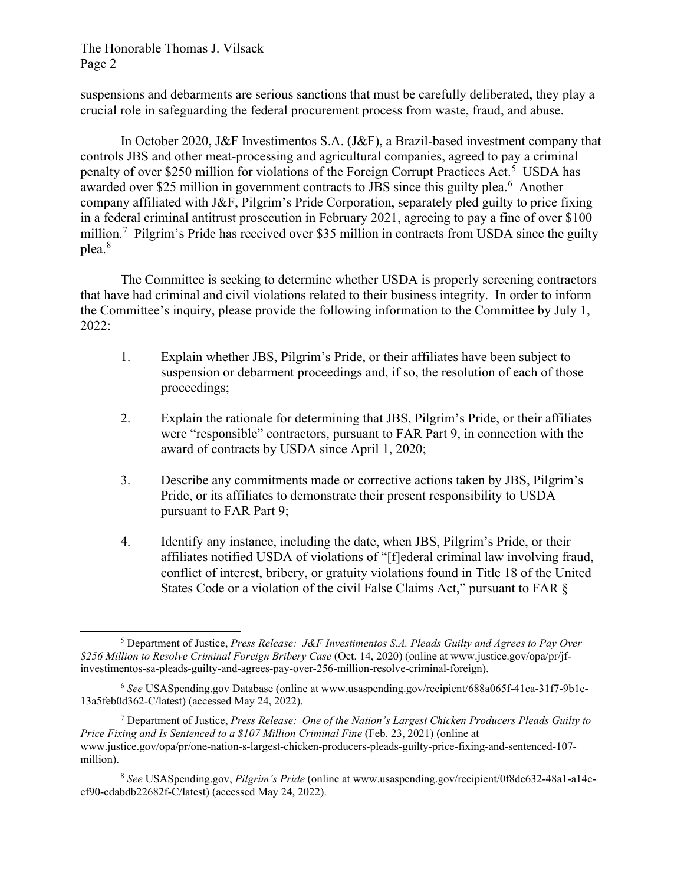suspensions and debarments are serious sanctions that must be carefully deliberated, they play a crucial role in safeguarding the federal procurement process from waste, fraud, and abuse.

In October 2020, J&F Investimentos S.A. (J&F), a Brazil-based investment company that controls JBS and other meat-processing and agricultural companies, agreed to pay a criminal penalty of over $250 million for violations of the Foreign Corrupt Practices Act.[5] USDA has awarded over $25 million in government contracts to JBS since this guilty plea.[6] Another company affiliated with J&F, Pilgrim's Pride Corporation, separately pled guilty to price fixing in a federal criminal antitrust prosecution in February 2021, agreeing to pay a fine of over $100 million.[7] Pilgrim's Pride has received over $35 million in contracts from USDA since the guilty plea.[8]

The Committee is seeking to determine whether USDA is properly screening contractors that have had criminal and civil violations related to their business integrity. In order to inform the Committee's inquiry, please provide the following information to the Committee by July 1, 2022:

1. Explain whether JBS, Pilgrim's Pride, or their affiliates have been subject to suspension or debarment proceedings and, if so, the resolution of each of those proceedings;

2. Explain the rationale for determining that JBS, Pilgrim's Pride, or their affiliates were "responsible" contractors, pursuant to FAR Part 9, in connection with the award of contracts by USDA since April 1, 2020;

3. Describe any commitments made or corrective actions taken by JBS, Pilgrim's Pride, or its affiliates to demonstrate their present responsibility to USDA pursuant to FAR Part 9;

4. Identify any instance, including the date, when JBS, Pilgrim's Pride, or their affiliates notified USDA of violations of "[f]ederal criminal law involving fraud, conflict of interest, bribery, or gratuity violations found in Title 18 of the United States Code or a violation of the civil False Claims Act," pursuant to FAR §

---

[5] Department of Justice, *Press Release: J&F Investimentos S.A. Pleads Guilty and Agrees to Pay Over $256 Million to Resolve Criminal Foreign Bribery Case* (Oct. 14, 2020) (online at www.justice.gov/opa/pr/jf-investimentos-sa-pleads-guilty-and-agrees-pay-over-256-million-resolve-criminal-foreign).

[6] *See* USASpending.gov Database (online at www.usaspending.gov/recipient/688a065f-41ca-31f7-9b1e-13a5feb0d362-C/latest) (accessed May 24, 2022).

[7] Department of Justice, *Press Release: One of the Nation's Largest Chicken Producers Pleads Guilty to Price Fixing and Is Sentenced to a $107 Million Criminal Fine* (Feb. 23, 2021) (online at www.justice.gov/opa/pr/one-nation-s-largest-chicken-producers-pleads-guilty-price-fixing-and-sentenced-107-million).

[8] *See* USASpending.gov, *Pilgrim's Pride* (online at www.usaspending.gov/recipient/0f8dc632-48a1-a14c-cf90-cdabdb22682f-C/latest) (accessed May 24, 2022).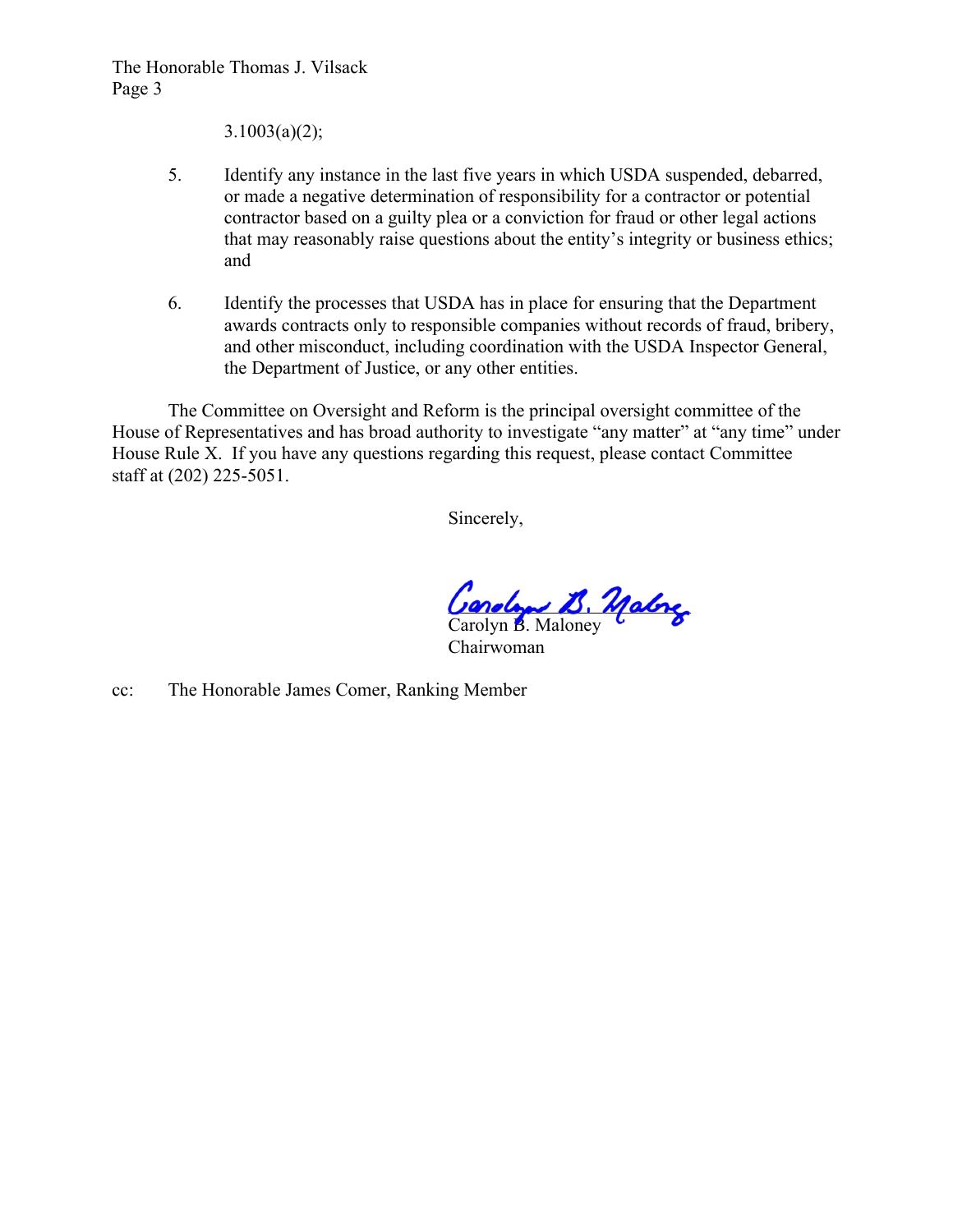3.1003(a)(2);

5. Identify any instance in the last five years in which USDA suspended, debarred, or made a negative determination of responsibility for a contractor or potential contractor based on a guilty plea or a conviction for fraud or other legal actions that may reasonably raise questions about the entity's integrity or business ethics; and

6. Identify the processes that USDA has in place for ensuring that the Department awards contracts only to responsible companies without records of fraud, bribery, and other misconduct, including coordination with the USDA Inspector General, the Department of Justice, or any other entities.

The Committee on Oversight and Reform is the principal oversight committee of the House of Representatives and has broad authority to investigate "any matter" at "any time" under House Rule X. If you have any questions regarding this request, please contact Committee staff at (202) 225-5051.

Sincerely,

Carolyn B. Maloney
Chairwoman

cc: The Honorable James Comer, Ranking Member